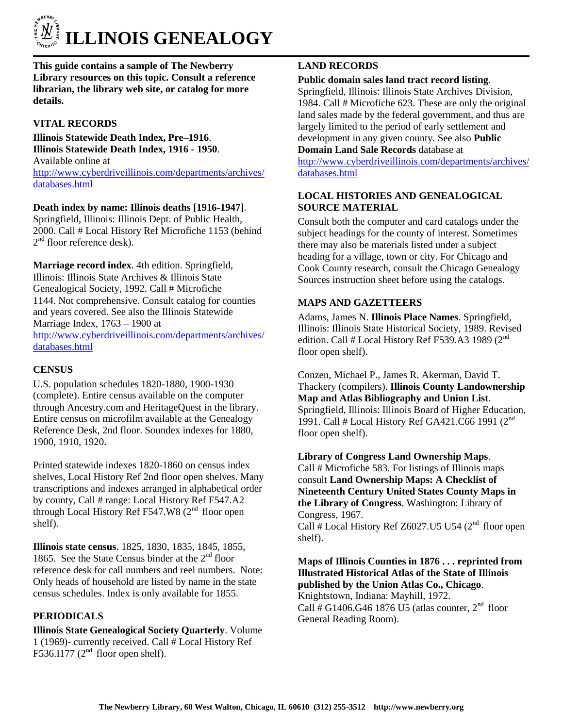# ILLINOIS GENEALOGY

**This guide contains a sample of The Newberry Library resources on this topic. Consult a reference librarian, the library web site, or catalog for more details.**

## VITAL RECORDS

**Illinois Statewide Death Index, Pre–1916**.
**Illinois Statewide Death Index, 1916 - 1950**.
Available online at
http://www.cyberdriveillinois.com/departments/archives/databases.html

**Death index by name: Illinois deaths [1916-1947]**. Springfield, Illinois: Illinois Dept. of Public Health, 2000. Call # Local History Ref Microfiche 1153 (behind 2nd floor reference desk).

**Marriage record index**. 4th edition. Springfield, Illinois: Illinois State Archives & Illinois State Genealogical Society, 1992. Call # Microfiche 1144. Not comprehensive. Consult catalog for counties and years covered. See also the Illinois Statewide Marriage Index, 1763 – 1900 at
http://www.cyberdriveillinois.com/departments/archives/databases.html

## CENSUS

U.S. population schedules 1820-1880, 1900-1930 (complete). Entire census available on the computer through Ancestry.com and HeritageQuest in the library. Entire census on microfilm available at the Genealogy Reference Desk, 2nd floor. Soundex indexes for 1880, 1900, 1910, 1920.

Printed statewide indexes 1820-1860 on census index shelves, Local History Ref 2nd floor open shelves. Many transcriptions and indexes arranged in alphabetical order by county, Call # range: Local History Ref F547.A2 through Local History Ref F547.W8 (2nd floor open shelf).

**Illinois state census**. 1825, 1830, 1835, 1845, 1855, 1865. See the State Census binder at the 2nd floor reference desk for call numbers and reel numbers. Note: Only heads of household are listed by name in the state census schedules. Index is only available for 1855.

## PERIODICALS

**Illinois State Genealogical Society Quarterly**. Volume 1 (1969)- currently received. Call # Local History Ref F536.I177 (2nd floor open shelf).

## LAND RECORDS

**Public domain sales land tract record listing**. Springfield, Illinois: Illinois State Archives Division, 1984. Call # Microfiche 623. These are only the original land sales made by the federal government, and thus are largely limited to the period of early settlement and development in any given county. See also **Public Domain Land Sale Records** database at
http://www.cyberdriveillinois.com/departments/archives/databases.html

## LOCAL HISTORIES AND GENEALOGICAL SOURCE MATERIAL

Consult both the computer and card catalogs under the subject headings for the county of interest. Sometimes there may also be materials listed under a subject heading for a village, town or city. For Chicago and Cook County research, consult the Chicago Genealogy Sources instruction sheet before using the catalogs.

## MAPS AND GAZETTEERS

Adams, James N. **Illinois Place Names**. Springfield, Illinois: Illinois State Historical Society, 1989. Revised edition. Call # Local History Ref F539.A3 1989 (2nd floor open shelf).

Conzen, Michael P., James R. Akerman, David T. Thackery (compilers). **Illinois County Landownership Map and Atlas Bibliography and Union List**. Springfield, Illinois: Illinois Board of Higher Education, 1991. Call # Local History Ref GA421.C66 1991 (2nd floor open shelf).

**Library of Congress Land Ownership Maps**. Call # Microfiche 583. For listings of Illinois maps consult **Land Ownership Maps: A Checklist of Nineteenth Century United States County Maps in the Library of Congress**. Washington: Library of Congress, 1967.
Call # Local History Ref Z6027.U5 U54 (2nd floor open shelf).

**Maps of Illinois Counties in 1876 . . . reprinted from Illustrated Historical Atlas of the State of Illinois published by the Union Atlas Co., Chicago**. Knightstown, Indiana: Mayhill, 1972.
Call # G1406.G46 1876 U5 (atlas counter, 2nd floor General Reading Room).

The Newberry Library, 60 West Walton, Chicago, IL 60610 (312) 255-3512 http://www.newberry.org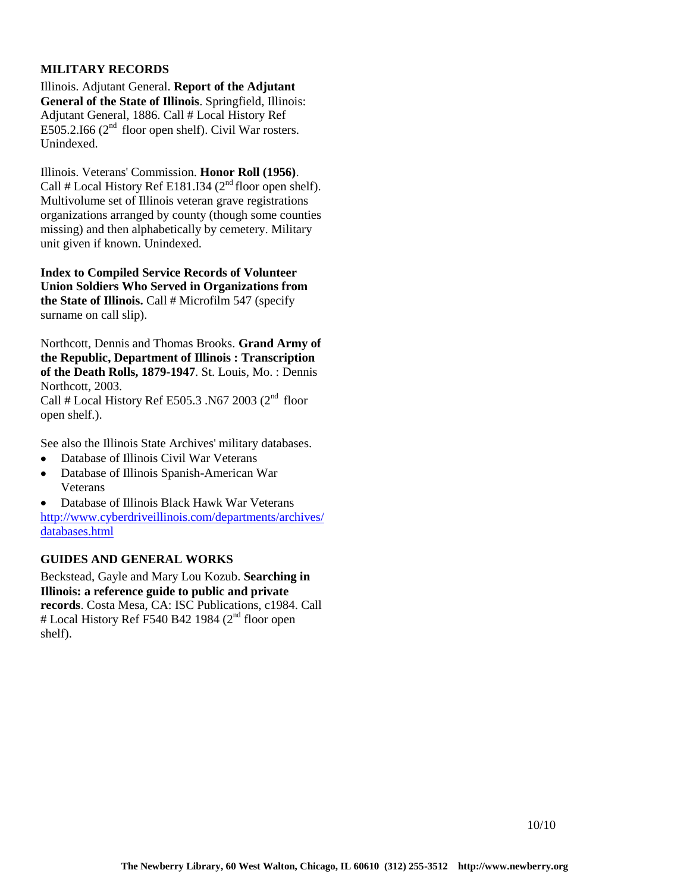## MILITARY RECORDS

Illinois. Adjutant General. **Report of the Adjutant General of the State of Illinois**. Springfield, Illinois: Adjutant General, 1886. Call # Local History Ref E505.2.I66 (2nd floor open shelf). Civil War rosters. Unindexed.

Illinois. Veterans' Commission. **Honor Roll (1956)**. Call # Local History Ref E181.I34 (2nd floor open shelf). Multivolume set of Illinois veteran grave registrations organizations arranged by county (though some counties missing) and then alphabetically by cemetery. Military unit given if known. Unindexed.

**Index to Compiled Service Records of Volunteer Union Soldiers Who Served in Organizations from the State of Illinois.** Call # Microfilm 547 (specify surname on call slip).

Northcott, Dennis and Thomas Brooks. **Grand Army of the Republic, Department of Illinois : Transcription of the Death Rolls, 1879-1947**. St. Louis, Mo. : Dennis Northcott, 2003.
Call # Local History Ref E505.3 .N67 2003 (2nd floor open shelf.).

See also the Illinois State Archives' military databases.

- Database of Illinois Civil War Veterans
- Database of Illinois Spanish-American War Veterans
- Database of Illinois Black Hawk War Veterans

http://www.cyberdriveillinois.com/departments/archives/databases.html

## GUIDES AND GENERAL WORKS

Beckstead, Gayle and Mary Lou Kozub. **Searching in Illinois: a reference guide to public and private records**. Costa Mesa, CA: ISC Publications, c1984. Call # Local History Ref F540 B42 1984 (2nd floor open shelf).